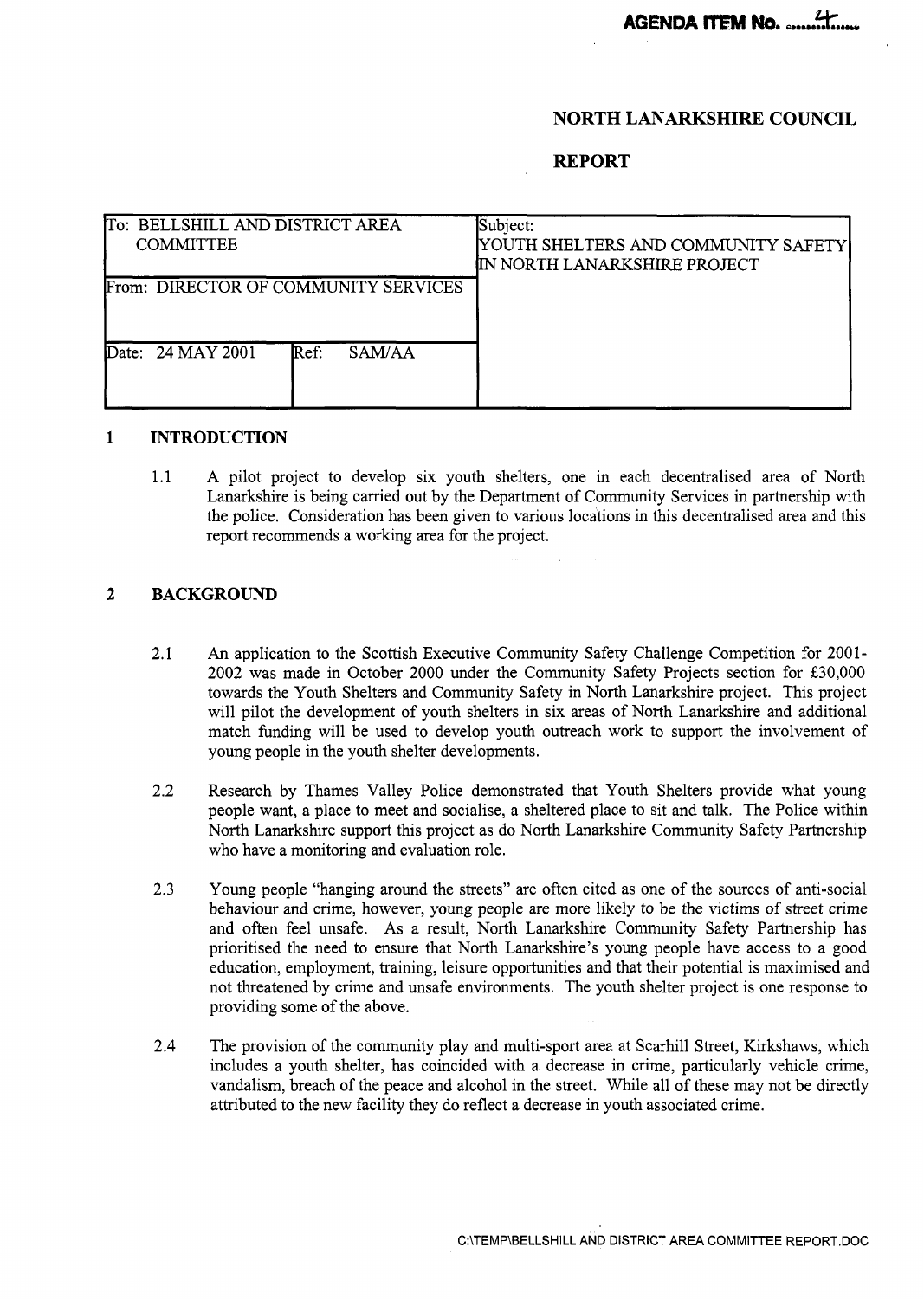**AGENDA ITEM No. ....4....**

## NORTH LANARKSHIRE COUNCIL

## REPORT

| To: BELLSHILL AND DISTRICT AREA COMMITTEE | | Subject: YOUTH SHELTERS AND COMMUNITY SAFETY IN NORTH LANARKSHIRE PROJECT |
|---|---|---|
| From: DIRECTOR OF COMMUNITY SERVICES | | |
| Date: 24 MAY 2001 | Ref: SAM/AA | |

### 1 INTRODUCTION

1.1 A pilot project to develop six youth shelters, one in each decentralised area of North Lanarkshire is being carried out by the Department of Community Services in partnership with the police. Consideration has been given to various locations in this decentralised area and this report recommends a working area for the project.

### 2 BACKGROUND

2.1 An application to the Scottish Executive Community Safety Challenge Competition for 2001-2002 was made in October 2000 under the Community Safety Projects section for £30,000 towards the Youth Shelters and Community Safety in North Lanarkshire project. This project will pilot the development of youth shelters in six areas of North Lanarkshire and additional match funding will be used to develop youth outreach work to support the involvement of young people in the youth shelter developments.

2.2 Research by Thames Valley Police demonstrated that Youth Shelters provide what young people want, a place to meet and socialise, a sheltered place to sit and talk. The Police within North Lanarkshire support this project as do North Lanarkshire Community Safety Partnership who have a monitoring and evaluation role.

2.3 Young people "hanging around the streets" are often cited as one of the sources of anti-social behaviour and crime, however, young people are more likely to be the victims of street crime and often feel unsafe. As a result, North Lanarkshire Community Safety Partnership has prioritised the need to ensure that North Lanarkshire's young people have access to a good education, employment, training, leisure opportunities and that their potential is maximised and not threatened by crime and unsafe environments. The youth shelter project is one response to providing some of the above.

2.4 The provision of the community play and multi-sport area at Scarhill Street, Kirkshaws, which includes a youth shelter, has coincided with a decrease in crime, particularly vehicle crime, vandalism, breach of the peace and alcohol in the street. While all of these may not be directly attributed to the new facility they do reflect a decrease in youth associated crime.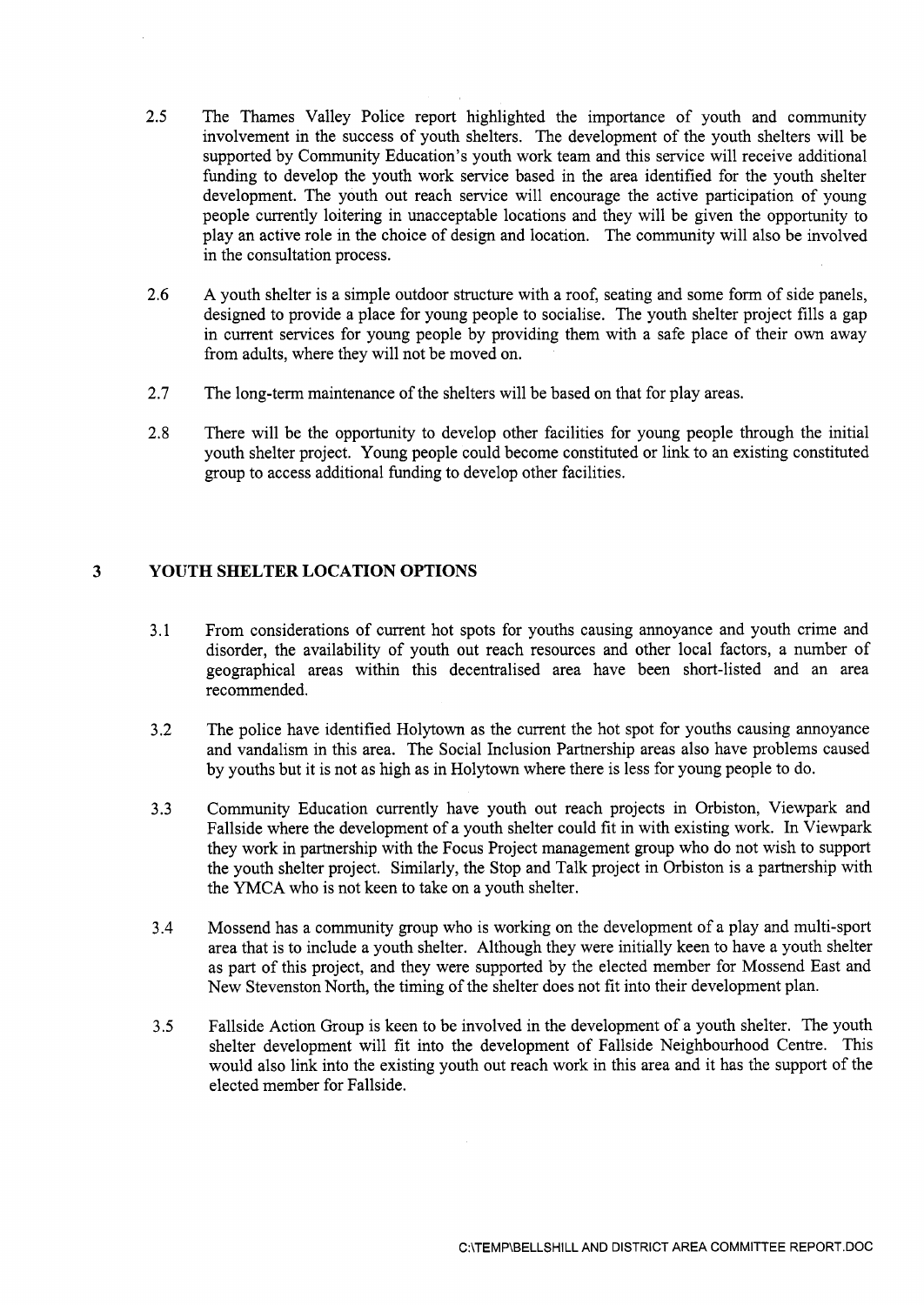2.5 The Thames Valley Police report highlighted the importance of youth and community involvement in the success of youth shelters. The development of the youth shelters will be supported by Community Education's youth work team and this service will receive additional funding to develop the youth work service based in the area identified for the youth shelter development. The youth out reach service will encourage the active participation of young people currently loitering in unacceptable locations and they will be given the opportunity to play an active role in the choice of design and location. The community will also be involved in the consultation process.

2.6 A youth shelter is a simple outdoor structure with a roof, seating and some form of side panels, designed to provide a place for young people to socialise. The youth shelter project fills a gap in current services for young people by providing them with a safe place of their own away from adults, where they will not be moved on.

2.7 The long-term maintenance of the shelters will be based on that for play areas.

2.8 There will be the opportunity to develop other facilities for young people through the initial youth shelter project. Young people could become constituted or link to an existing constituted group to access additional funding to develop other facilities.

## 3 YOUTH SHELTER LOCATION OPTIONS

3.1 From considerations of current hot spots for youths causing annoyance and youth crime and disorder, the availability of youth out reach resources and other local factors, a number of geographical areas within this decentralised area have been short-listed and an area recommended.

3.2 The police have identified Holytown as the current the hot spot for youths causing annoyance and vandalism in this area. The Social Inclusion Partnership areas also have problems caused by youths but it is not as high as in Holytown where there is less for young people to do.

3.3 Community Education currently have youth out reach projects in Orbiston, Viewpark and Fallside where the development of a youth shelter could fit in with existing work. In Viewpark they work in partnership with the Focus Project management group who do not wish to support the youth shelter project. Similarly, the Stop and Talk project in Orbiston is a partnership with the YMCA who is not keen to take on a youth shelter.

3.4 Mossend has a community group who is working on the development of a play and multi-sport area that is to include a youth shelter. Although they were initially keen to have a youth shelter as part of this project, and they were supported by the elected member for Mossend East and New Stevenston North, the timing of the shelter does not fit into their development plan.

3.5 Fallside Action Group is keen to be involved in the development of a youth shelter. The youth shelter development will fit into the development of Fallside Neighbourhood Centre. This would also link into the existing youth out reach work in this area and it has the support of the elected member for Fallside.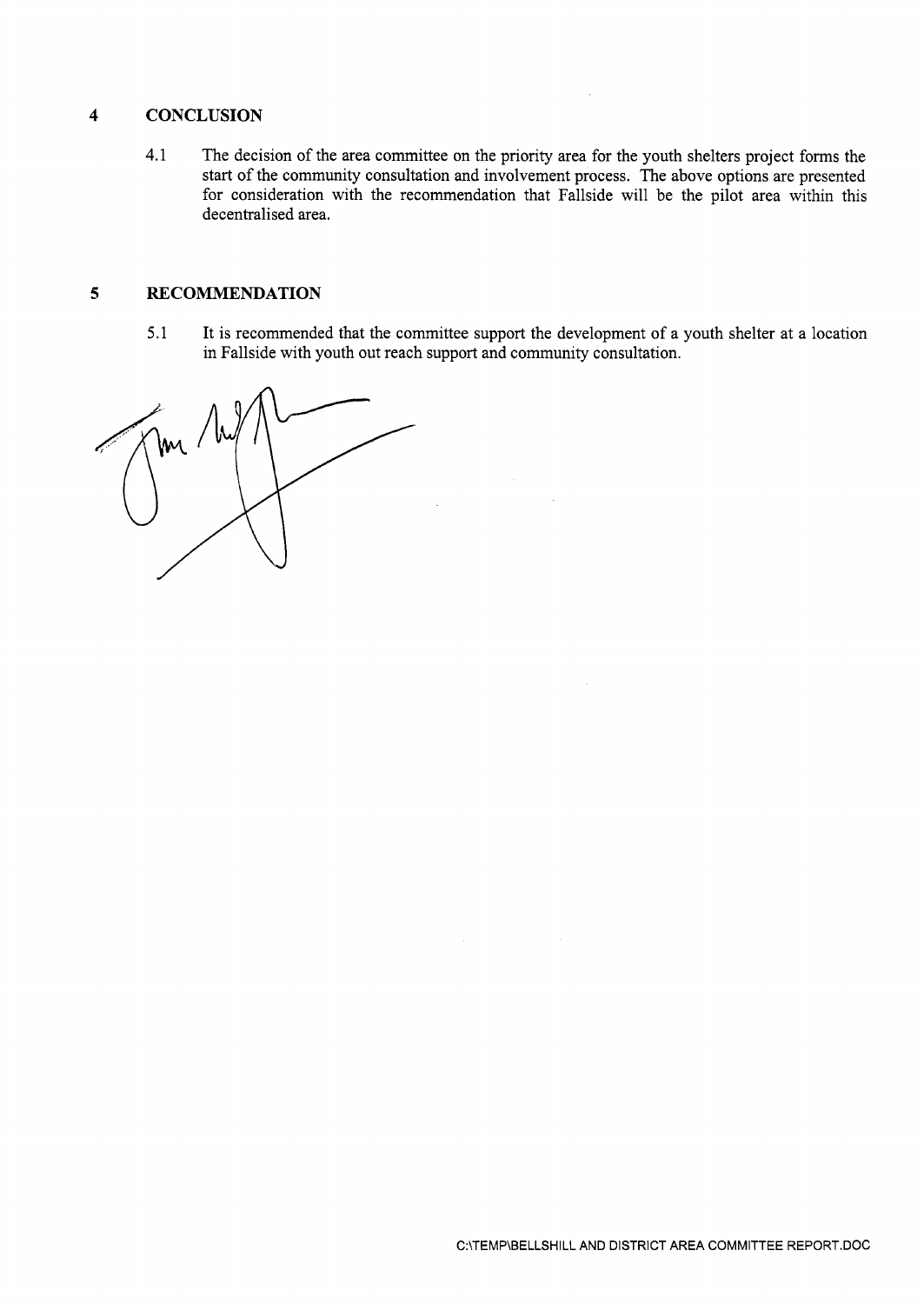## 4 CONCLUSION

4.1 The decision of the area committee on the priority area for the youth shelters project forms the start of the community consultation and involvement process. The above options are presented for consideration with the recommendation that Fallside will be the pilot area within this decentralised area.

## 5 RECOMMENDATION

5.1 It is recommended that the committee support the development of a youth shelter at a location in Fallside with youth out reach support and community consultation.

C:\TEMP\BELLSHILL AND DISTRICT AREA COMMITTEE REPORT.DOC